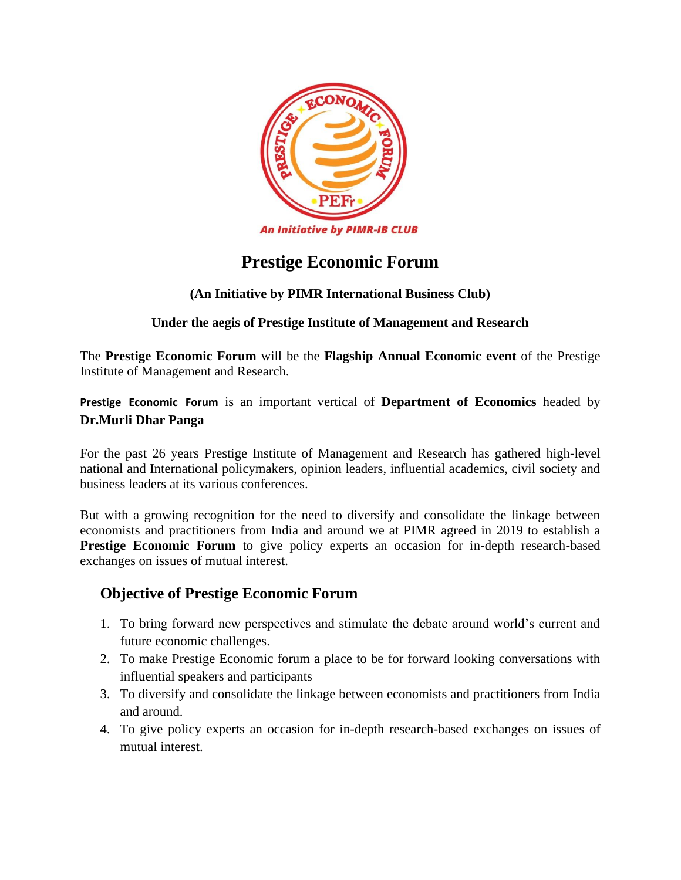# Prestige Economic Forum

**(An Initiative by PIMR International Business Club)**

**Under the aegis of Prestige Institute of Management and Research**

The **Prestige Economic Forum** will be the **Flagship Annual Economic event** of the Prestige Institute of Management and Research.

**Prestige Economic Forum** is an important vertical of **Department of Economics** headed by **Dr.Murli Dhar Panga**

For the past 26 years Prestige Institute of Management and Research has gathered high-level national and International policymakers, opinion leaders, influential academics, civil society and business leaders at its various conferences.

But with a growing recognition for the need to diversify and consolidate the linkage between economists and practitioners from India and around we at PIMR agreed in 2019 to establish a **Prestige Economic Forum** to give policy experts an occasion for in-depth research-based exchanges on issues of mutual interest.

## Objective of Prestige Economic Forum

1. To bring forward new perspectives and stimulate the debate around world's current and future economic challenges.
2. To make Prestige Economic forum a place to be for forward looking conversations with influential speakers and participants
3. To diversify and consolidate the linkage between economists and practitioners from India and around.
4. To give policy experts an occasion for in-depth research-based exchanges on issues of mutual interest.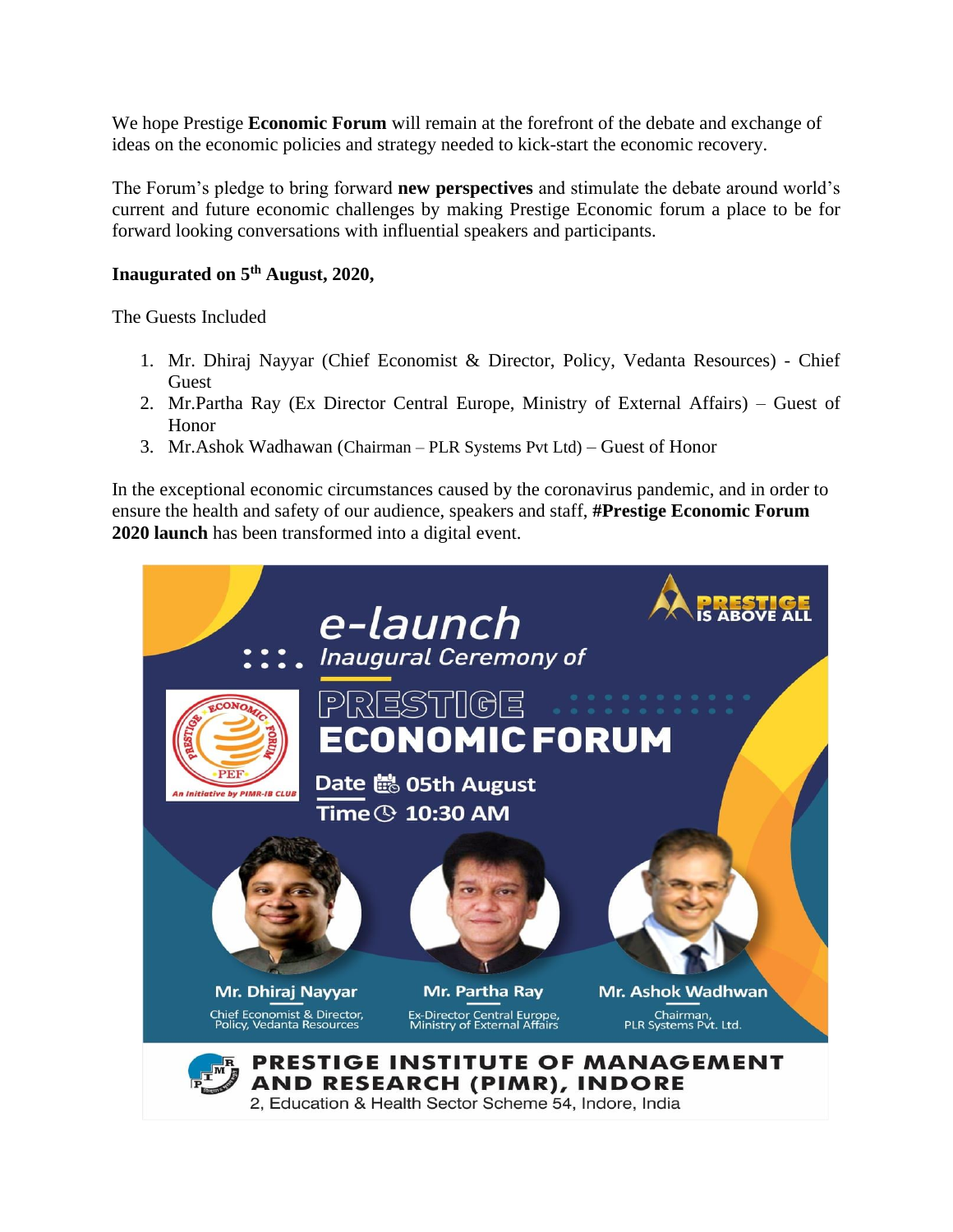We hope Prestige **Economic Forum** will remain at the forefront of the debate and exchange of ideas on the economic policies and strategy needed to kick-start the economic recovery.

The Forum's pledge to bring forward **new perspectives** and stimulate the debate around world's current and future economic challenges by making Prestige Economic forum a place to be for forward looking conversations with influential speakers and participants.

**Inaugurated on 5th August, 2020,**

The Guests Included

1. Mr. Dhiraj Nayyar (Chief Economist & Director, Policy, Vedanta Resources) - Chief Guest
2. Mr.Partha Ray (Ex Director Central Europe, Ministry of External Affairs) – Guest of Honor
3. Mr.Ashok Wadhawan (Chairman – PLR Systems Pvt Ltd) – Guest of Honor

In the exceptional economic circumstances caused by the coronavirus pandemic, and in order to ensure the health and safety of our audience, speakers and staff, **#Prestige Economic Forum 2020 launch** has been transformed into a digital event.

e-launch

Inaugural Ceremony of

PRESTIGE ECONOMIC FORUM

Date 05th August

Time 10:30 AM

Mr. Dhiraj Nayyar
Chief Economist & Director, Policy, Vedanta Resources

Mr. Partha Ray
Ex-Director Central Europe, Ministry of External Affairs

Mr. Ashok Wadhwan
Chairman, PLR Systems Pvt. Ltd.

PRESTIGE INSTITUTE OF MANAGEMENT AND RESEARCH (PIMR), INDORE
2, Education & Health Sector Scheme 54, Indore, India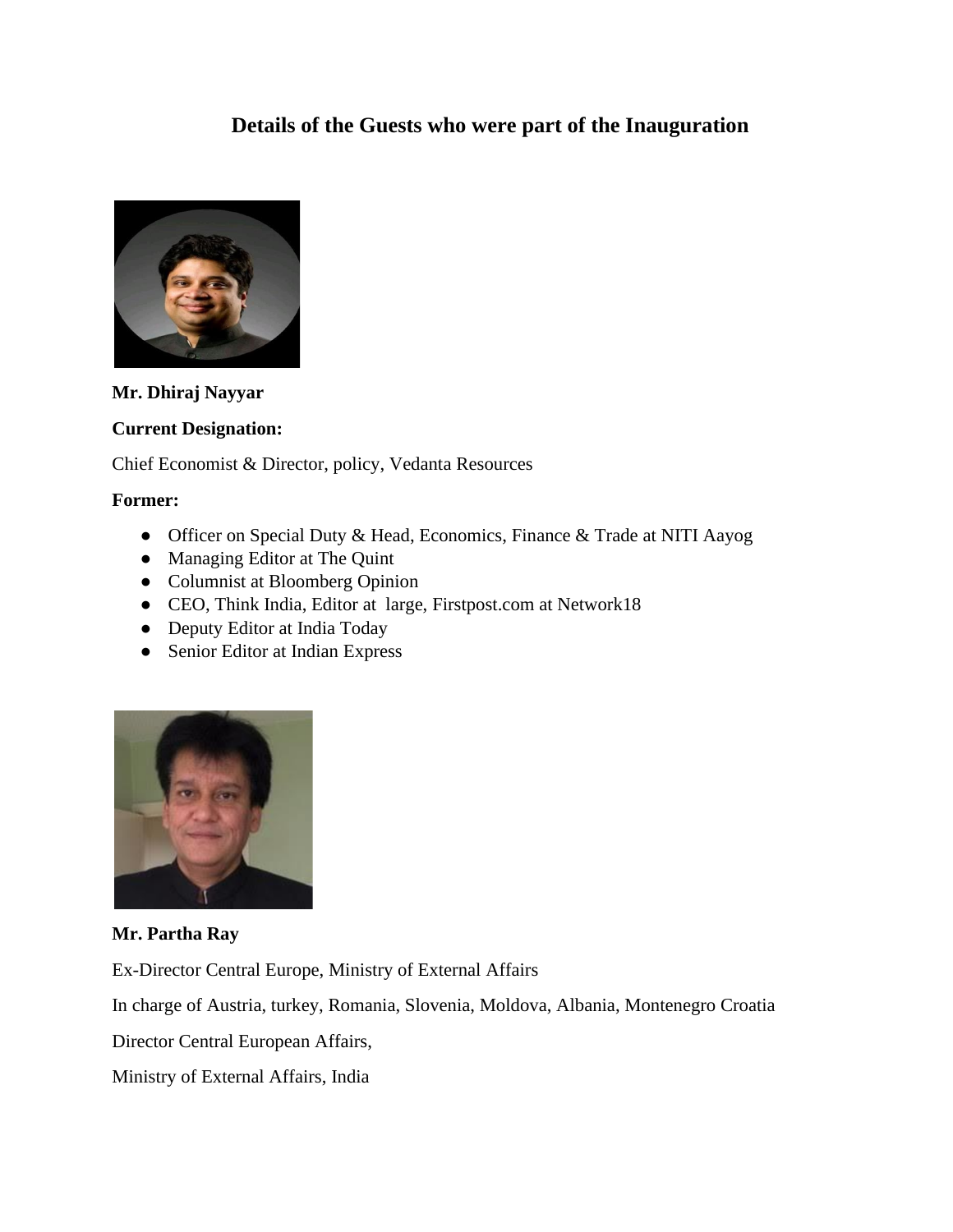## Details of the Guests who were part of the Inauguration

**Mr. Dhiraj Nayyar**

**Current Designation:**

Chief Economist & Director, policy, Vedanta Resources

**Former:**

- Officer on Special Duty & Head, Economics, Finance & Trade at NITI Aayog
- Managing Editor at The Quint
- Columnist at Bloomberg Opinion
- CEO, Think India, Editor at large, Firstpost.com at Network18
- Deputy Editor at India Today
- Senior Editor at Indian Express

**Mr. Partha Ray**

Ex-Director Central Europe, Ministry of External Affairs

In charge of Austria, turkey, Romania, Slovenia, Moldova, Albania, Montenegro Croatia

Director Central European Affairs,

Ministry of External Affairs, India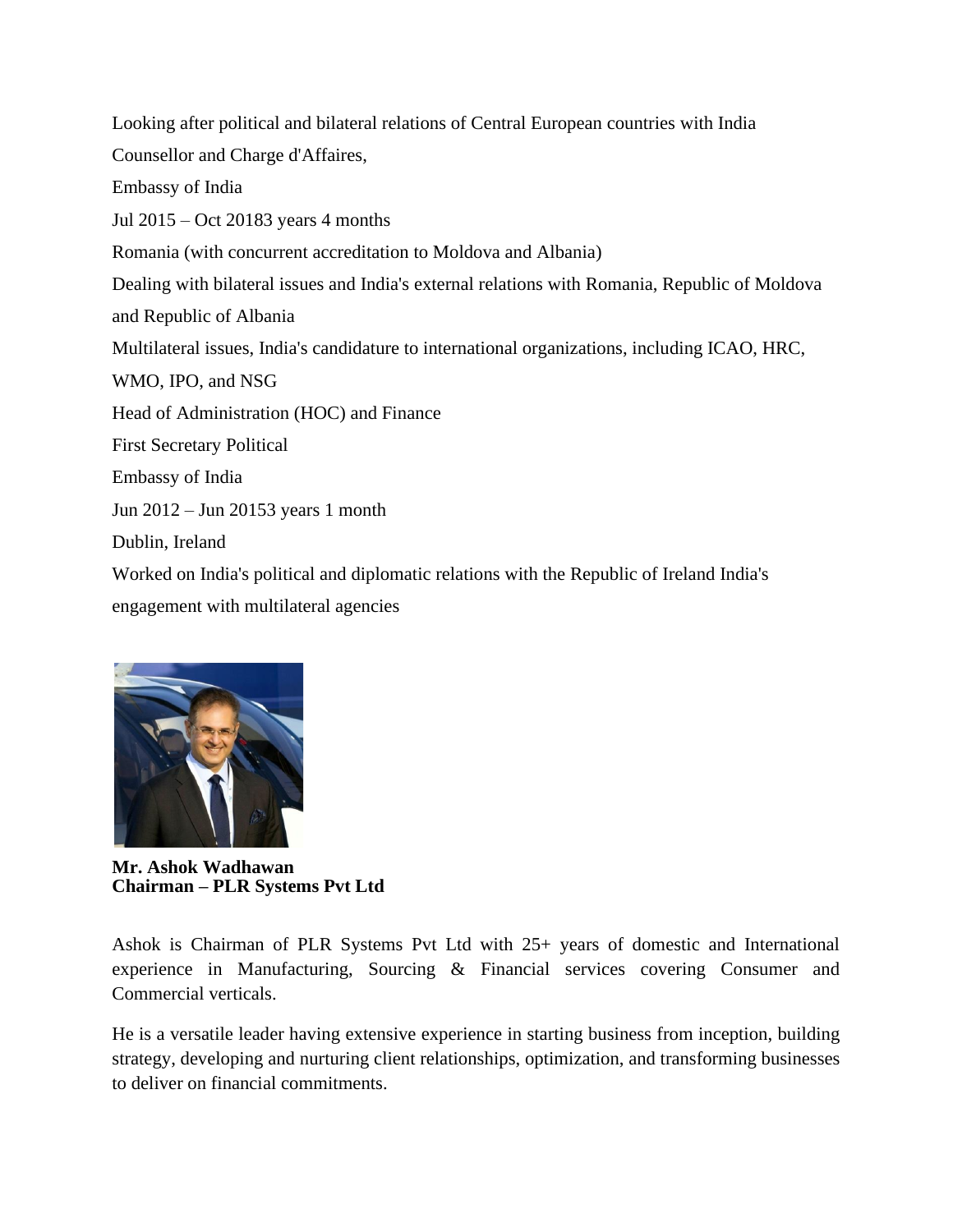Looking after political and bilateral relations of Central European countries with India

Counsellor and Charge d'Affaires,

Embassy of India

Jul 2015 – Oct 20183 years 4 months

Romania (with concurrent accreditation to Moldova and Albania)

Dealing with bilateral issues and India's external relations with Romania, Republic of Moldova and Republic of Albania

Multilateral issues, India's candidature to international organizations, including ICAO, HRC, WMO, IPO, and NSG

Head of Administration (HOC) and Finance

First Secretary Political

Embassy of India

Jun 2012 – Jun 20153 years 1 month

Dublin, Ireland

Worked on India's political and diplomatic relations with the Republic of Ireland India's engagement with multilateral agencies

**Mr. Ashok Wadhawan**
**Chairman – PLR Systems Pvt Ltd**

Ashok is Chairman of PLR Systems Pvt Ltd with 25+ years of domestic and International experience in Manufacturing, Sourcing & Financial services covering Consumer and Commercial verticals.

He is a versatile leader having extensive experience in starting business from inception, building strategy, developing and nurturing client relationships, optimization, and transforming businesses to deliver on financial commitments.